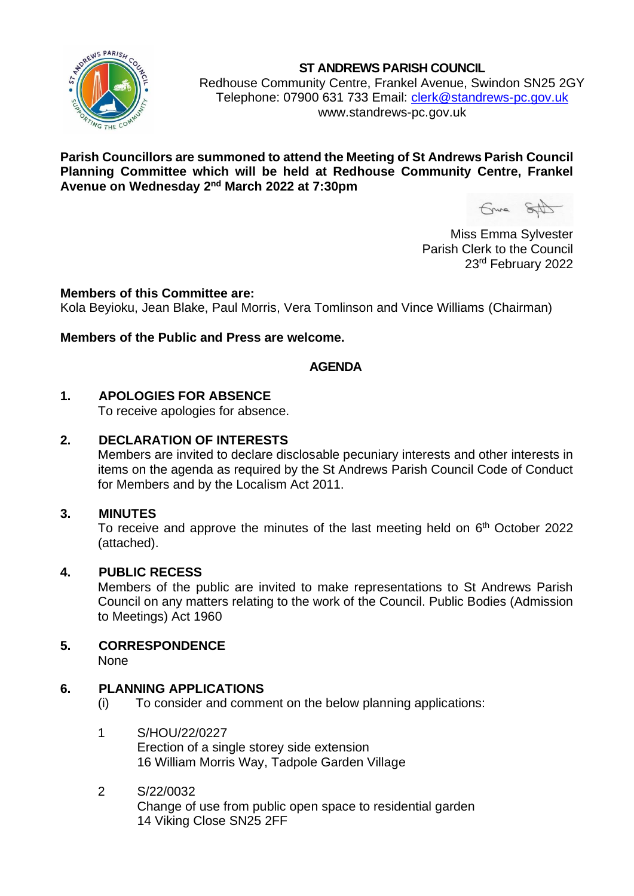# ST ANDREWS PARISH COUNCIL

Redhouse Community Centre, Frankel Avenue, Swindon SN25 2GY
Telephone: 07900 631 733 Email: clerk@standrews-pc.gov.uk
www.standrews-pc.gov.uk

**Parish Councillors are summoned to attend the Meeting of St Andrews Parish Council Planning Committee which will be held at Redhouse Community Centre, Frankel Avenue on Wednesday 2nd March 2022 at 7:30pm**

Miss Emma Sylvester
Parish Clerk to the Council
23rd February 2022

**Members of this Committee are:**
Kola Beyioku, Jean Blake, Paul Morris, Vera Tomlinson and Vince Williams (Chairman)

**Members of the Public and Press are welcome.**

## AGENDA

**1. APOLOGIES FOR ABSENCE**
To receive apologies for absence.

**2. DECLARATION OF INTERESTS**
Members are invited to declare disclosable pecuniary interests and other interests in items on the agenda as required by the St Andrews Parish Council Code of Conduct for Members and by the Localism Act 2011.

**3. MINUTES**
To receive and approve the minutes of the last meeting held on 6th October 2022 (attached).

**4. PUBLIC RECESS**
Members of the public are invited to make representations to St Andrews Parish Council on any matters relating to the work of the Council. Public Bodies (Admission to Meetings) Act 1960

**5. CORRESPONDENCE**
None

**6. PLANNING APPLICATIONS**
(i) To consider and comment on the below planning applications:

1. S/HOU/22/0227
   Erection of a single storey side extension
   16 William Morris Way, Tadpole Garden Village

2. S/22/0032
   Change of use from public open space to residential garden
   14 Viking Close SN25 2FF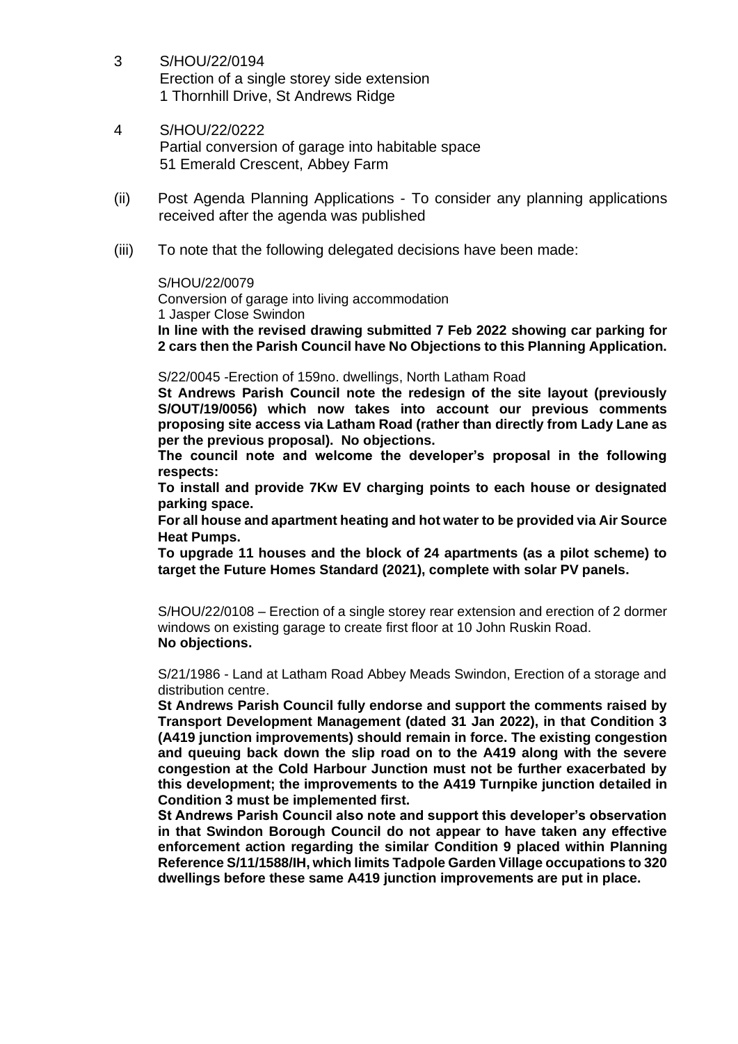3 S/HOU/22/0194
Erection of a single storey side extension
1 Thornhill Drive, St Andrews Ridge

4 S/HOU/22/0222
Partial conversion of garage into habitable space
51 Emerald Crescent, Abbey Farm

(ii) Post Agenda Planning Applications - To consider any planning applications received after the agenda was published

(iii) To note that the following delegated decisions have been made:

S/HOU/22/0079
Conversion of garage into living accommodation
1 Jasper Close Swindon
**In line with the revised drawing submitted 7 Feb 2022 showing car parking for 2 cars then the Parish Council have No Objections to this Planning Application.**

S/22/0045 -Erection of 159no. dwellings, North Latham Road
**St Andrews Parish Council note the redesign of the site layout (previously S/OUT/19/0056) which now takes into account our previous comments proposing site access via Latham Road (rather than directly from Lady Lane as per the previous proposal). No objections.**
**The council note and welcome the developer's proposal in the following respects:**
**To install and provide 7Kw EV charging points to each house or designated parking space.**
**For all house and apartment heating and hot water to be provided via Air Source Heat Pumps.**
**To upgrade 11 houses and the block of 24 apartments (as a pilot scheme) to target the Future Homes Standard (2021), complete with solar PV panels.**

S/HOU/22/0108 – Erection of a single storey rear extension and erection of 2 dormer windows on existing garage to create first floor at 10 John Ruskin Road.
**No objections.**

S/21/1986 - Land at Latham Road Abbey Meads Swindon, Erection of a storage and distribution centre.
**St Andrews Parish Council fully endorse and support the comments raised by Transport Development Management (dated 31 Jan 2022), in that Condition 3 (A419 junction improvements) should remain in force. The existing congestion and queuing back down the slip road on to the A419 along with the severe congestion at the Cold Harbour Junction must not be further exacerbated by this development; the improvements to the A419 Turnpike junction detailed in Condition 3 must be implemented first.**
**St Andrews Parish Council also note and support this developer's observation in that Swindon Borough Council do not appear to have taken any effective enforcement action regarding the similar Condition 9 placed within Planning Reference S/11/1588/IH, which limits Tadpole Garden Village occupations to 320 dwellings before these same A419 junction improvements are put in place.**